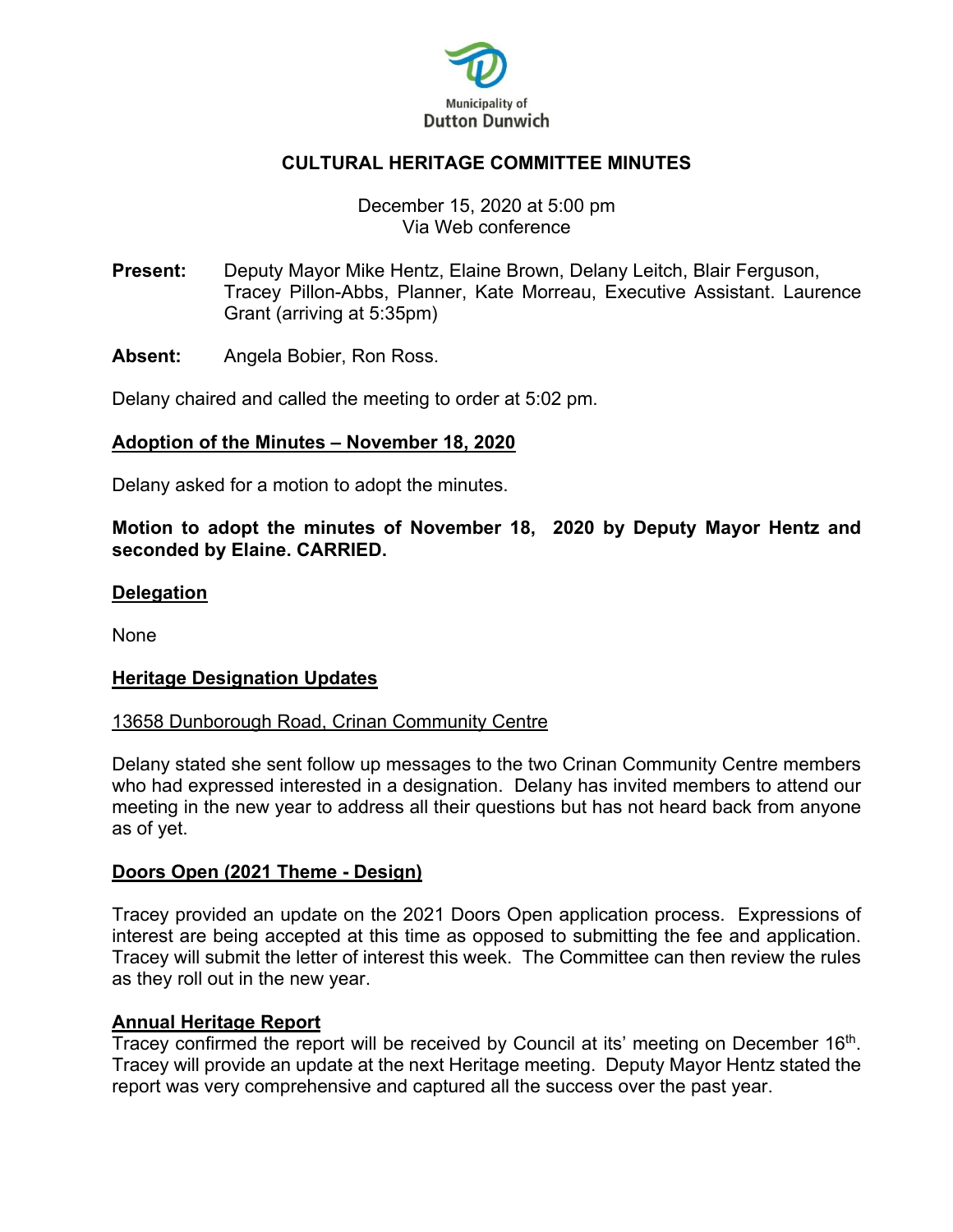Municipality of
Dutton Dunwich

# CULTURAL HERITAGE COMMITTEE MINUTES

December 15, 2020 at 5:00 pm
Via Web conference

**Present:** Deputy Mayor Mike Hentz, Elaine Brown, Delany Leitch, Blair Ferguson, Tracey Pillon-Abbs, Planner, Kate Morreau, Executive Assistant. Laurence Grant (arriving at 5:35pm)

**Absent:** Angela Bobier, Ron Ross.

Delany chaired and called the meeting to order at 5:02 pm.

## Adoption of the Minutes – November 18, 2020

Delany asked for a motion to adopt the minutes.

**Motion to adopt the minutes of November 18, 2020 by Deputy Mayor Hentz and seconded by Elaine. CARRIED.**

## Delegation

None

## Heritage Designation Updates

### 13658 Dunborough Road, Crinan Community Centre

Delany stated she sent follow up messages to the two Crinan Community Centre members who had expressed interested in a designation. Delany has invited members to attend our meeting in the new year to address all their questions but has not heard back from anyone as of yet.

## Doors Open (2021 Theme - Design)

Tracey provided an update on the 2021 Doors Open application process. Expressions of interest are being accepted at this time as opposed to submitting the fee and application. Tracey will submit the letter of interest this week. The Committee can then review the rules as they roll out in the new year.

## Annual Heritage Report

Tracey confirmed the report will be received by Council at its' meeting on December 16th. Tracey will provide an update at the next Heritage meeting. Deputy Mayor Hentz stated the report was very comprehensive and captured all the success over the past year.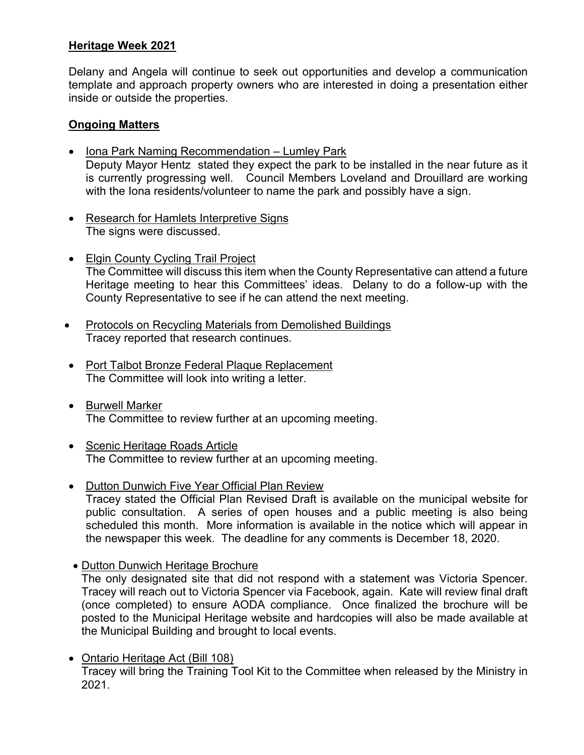**Heritage Week 2021**

Delany and Angela will continue to seek out opportunities and develop a communication template and approach property owners who are interested in doing a presentation either inside or outside the properties.

**Ongoing Matters**

- Iona Park Naming Recommendation – Lumley Park
  Deputy Mayor Hentz stated they expect the park to be installed in the near future as it is currently progressing well. Council Members Loveland and Drouillard are working with the Iona residents/volunteer to name the park and possibly have a sign.

- Research for Hamlets Interpretive Signs
  The signs were discussed.

- Elgin County Cycling Trail Project
  The Committee will discuss this item when the County Representative can attend a future Heritage meeting to hear this Committees' ideas. Delany to do a follow-up with the County Representative to see if he can attend the next meeting.

- Protocols on Recycling Materials from Demolished Buildings
  Tracey reported that research continues.

- Port Talbot Bronze Federal Plaque Replacement
  The Committee will look into writing a letter.

- Burwell Marker
  The Committee to review further at an upcoming meeting.

- Scenic Heritage Roads Article
  The Committee to review further at an upcoming meeting.

- Dutton Dunwich Five Year Official Plan Review
  Tracey stated the Official Plan Revised Draft is available on the municipal website for public consultation. A series of open houses and a public meeting is also being scheduled this month. More information is available in the notice which will appear in the newspaper this week. The deadline for any comments is December 18, 2020.

- Dutton Dunwich Heritage Brochure
  The only designated site that did not respond with a statement was Victoria Spencer. Tracey will reach out to Victoria Spencer via Facebook, again. Kate will review final draft (once completed) to ensure AODA compliance. Once finalized the brochure will be posted to the Municipal Heritage website and hardcopies will also be made available at the Municipal Building and brought to local events.

- Ontario Heritage Act (Bill 108)
  Tracey will bring the Training Tool Kit to the Committee when released by the Ministry in 2021.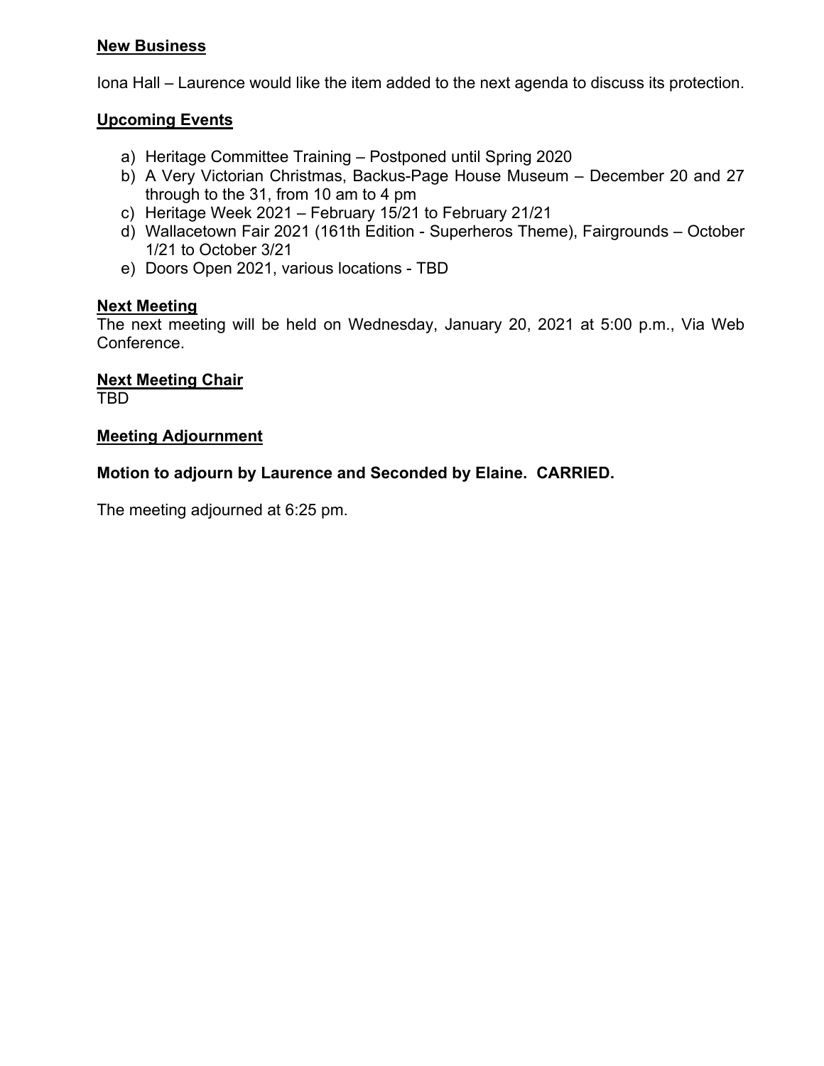**New Business**

Iona Hall – Laurence would like the item added to the next agenda to discuss its protection.

**Upcoming Events**

a) Heritage Committee Training – Postponed until Spring 2020
b) A Very Victorian Christmas, Backus-Page House Museum – December 20 and 27 through to the 31, from 10 am to 4 pm
c) Heritage Week 2021 – February 15/21 to February 21/21
d) Wallacetown Fair 2021 (161th Edition - Superheros Theme), Fairgrounds – October 1/21 to October 3/21
e) Doors Open 2021, various locations - TBD

**Next Meeting**

The next meeting will be held on Wednesday, January 20, 2021 at 5:00 p.m., Via Web Conference.

**Next Meeting Chair**

TBD

**Meeting Adjournment**

**Motion to adjourn by Laurence and Seconded by Elaine. CARRIED.**

The meeting adjourned at 6:25 pm.